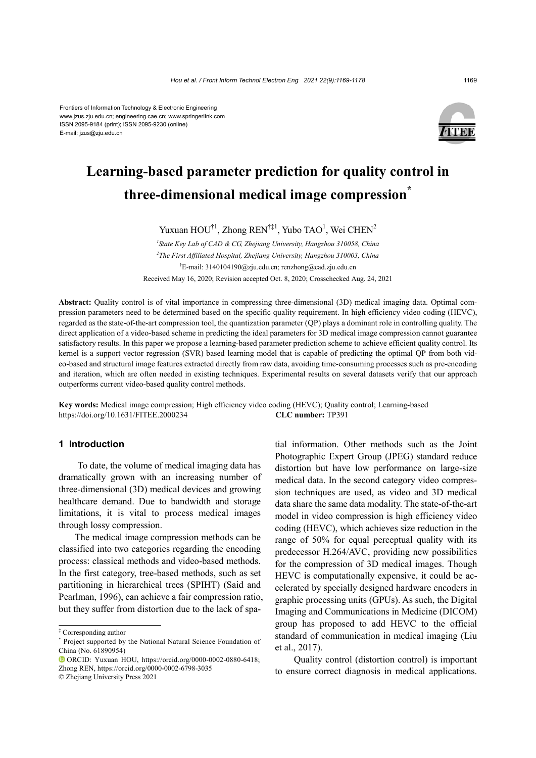Frontiers of Information Technology & Electronic Engineering
www.jzus.zju.edu.cn; engineering.cae.cn; www.springerlink.com
ISSN 2095-9184 (print); ISSN 2095-9230 (online)
E-mail: jzus@zju.edu.cn

# Learning-based parameter prediction for quality control in three-dimensional medical image compression[*]

Yuxuan HOU[†1], Zhong REN[†‡1], Yubo TAO[1], Wei CHEN[2]

[1]*State Key Lab of CAD & CG, Zhejiang University, Hangzhou 310058, China*

[2]*The First Affiliated Hospital, Zhejiang University, Hangzhou 310003, China*

[†]E-mail: 3140104190@zju.edu.cn; renzhong@cad.zju.edu.cn

Received May 16, 2020; Revision accepted Oct. 8, 2020; Crosschecked Aug. 24, 2021

**Abstract:** Quality control is of vital importance in compressing three-dimensional (3D) medical imaging data. Optimal compression parameters need to be determined based on the specific quality requirement. In high efficiency video coding (HEVC), regarded as the state-of-the-art compression tool, the quantization parameter (QP) plays a dominant role in controlling quality. The direct application of a video-based scheme in predicting the ideal parameters for 3D medical image compression cannot guarantee satisfactory results. In this paper we propose a learning-based parameter prediction scheme to achieve efficient quality control. Its kernel is a support vector regression (SVR) based learning model that is capable of predicting the optimal QP from both video-based and structural image features extracted directly from raw data, avoiding time-consuming processes such as pre-encoding and iteration, which are often needed in existing techniques. Experimental results on several datasets verify that our approach outperforms current video-based quality control methods.

**Key words:** Medical image compression; High efficiency video coding (HEVC); Quality control; Learning-based
https://doi.org/10.1631/FITEE.2000234 **CLC number:** TP391

## 1 Introduction

To date, the volume of medical imaging data has dramatically grown with an increasing number of three-dimensional (3D) medical devices and growing healthcare demand. Due to bandwidth and storage limitations, it is vital to process medical images through lossy compression.

The medical image compression methods can be classified into two categories regarding the encoding process: classical methods and video-based methods. In the first category, tree-based methods, such as set partitioning in hierarchical trees (SPIHT) (Said and Pearlman, 1996), can achieve a fair compression ratio, but they suffer from distortion due to the lack of spatial information. Other methods such as the Joint Photographic Expert Group (JPEG) standard reduce distortion but have low performance on large-size medical data. In the second category video compression techniques are used, as video and 3D medical data share the same data modality. The state-of-the-art model in video compression is high efficiency video coding (HEVC), which achieves size reduction in the range of 50% for equal perceptual quality with its predecessor H.264/AVC, providing new possibilities for the compression of 3D medical images. Though HEVC is computationally expensive, it could be accelerated by specially designed hardware encoders in graphic processing units (GPUs). As such, the Digital Imaging and Communications in Medicine (DICOM) group has proposed to add HEVC to the official standard of communication in medical imaging (Liu et al., 2017).

Quality control (distortion control) is important to ensure correct diagnosis in medical applications.

---

[‡] Corresponding author

[*] Project supported by the National Natural Science Foundation of China (No. 61890954)

ORCID: Yuxuan HOU, https://orcid.org/0000-0002-0880-6418; Zhong REN, https://orcid.org/0000-0002-6798-3035

© Zhejiang University Press 2021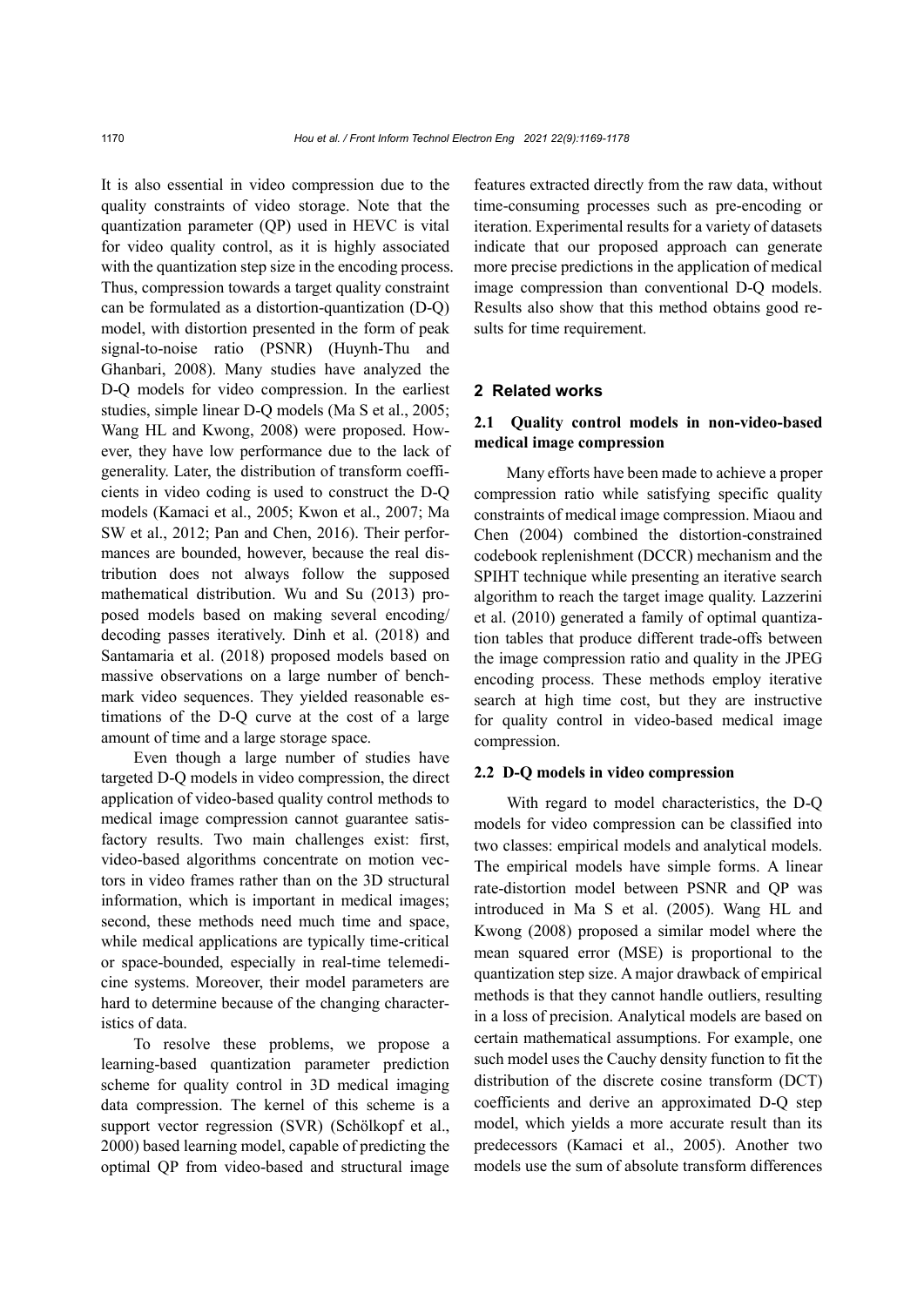It is also essential in video compression due to the quality constraints of video storage. Note that the quantization parameter (QP) used in HEVC is vital for video quality control, as it is highly associated with the quantization step size in the encoding process. Thus, compression towards a target quality constraint can be formulated as a distortion-quantization (D-Q) model, with distortion presented in the form of peak signal-to-noise ratio (PSNR) (Huynh-Thu and Ghanbari, 2008). Many studies have analyzed the D-Q models for video compression. In the earliest studies, simple linear D-Q models (Ma S et al., 2005; Wang HL and Kwong, 2008) were proposed. However, they have low performance due to the lack of generality. Later, the distribution of transform coefficients in video coding is used to construct the D-Q models (Kamaci et al., 2005; Kwon et al., 2007; Ma SW et al., 2012; Pan and Chen, 2016). Their performances are bounded, however, because the real distribution does not always follow the supposed mathematical distribution. Wu and Su (2013) proposed models based on making several encoding/decoding passes iteratively. Dinh et al. (2018) and Santamaria et al. (2018) proposed models based on massive observations on a large number of benchmark video sequences. They yielded reasonable estimations of the D-Q curve at the cost of a large amount of time and a large storage space.

Even though a large number of studies have targeted D-Q models in video compression, the direct application of video-based quality control methods to medical image compression cannot guarantee satisfactory results. Two main challenges exist: first, video-based algorithms concentrate on motion vectors in video frames rather than on the 3D structural information, which is important in medical images; second, these methods need much time and space, while medical applications are typically time-critical or space-bounded, especially in real-time telemedicine systems. Moreover, their model parameters are hard to determine because of the changing characteristics of data.

To resolve these problems, we propose a learning-based quantization parameter prediction scheme for quality control in 3D medical imaging data compression. The kernel of this scheme is a support vector regression (SVR) (Schölkopf et al., 2000) based learning model, capable of predicting the optimal QP from video-based and structural image features extracted directly from the raw data, without time-consuming processes such as pre-encoding or iteration. Experimental results for a variety of datasets indicate that our proposed approach can generate more precise predictions in the application of medical image compression than conventional D-Q models. Results also show that this method obtains good results for time requirement.

## 2 Related works

### 2.1 Quality control models in non-video-based medical image compression

Many efforts have been made to achieve a proper compression ratio while satisfying specific quality constraints of medical image compression. Miaou and Chen (2004) combined the distortion-constrained codebook replenishment (DCCR) mechanism and the SPIHT technique while presenting an iterative search algorithm to reach the target image quality. Lazzerini et al. (2010) generated a family of optimal quantization tables that produce different trade-offs between the image compression ratio and quality in the JPEG encoding process. These methods employ iterative search at high time cost, but they are instructive for quality control in video-based medical image compression.

### 2.2 D-Q models in video compression

With regard to model characteristics, the D-Q models for video compression can be classified into two classes: empirical models and analytical models. The empirical models have simple forms. A linear rate-distortion model between PSNR and QP was introduced in Ma S et al. (2005). Wang HL and Kwong (2008) proposed a similar model where the mean squared error (MSE) is proportional to the quantization step size. A major drawback of empirical methods is that they cannot handle outliers, resulting in a loss of precision. Analytical models are based on certain mathematical assumptions. For example, one such model uses the Cauchy density function to fit the distribution of the discrete cosine transform (DCT) coefficients and derive an approximated D-Q step model, which yields a more accurate result than its predecessors (Kamaci et al., 2005). Another two models use the sum of absolute transform differences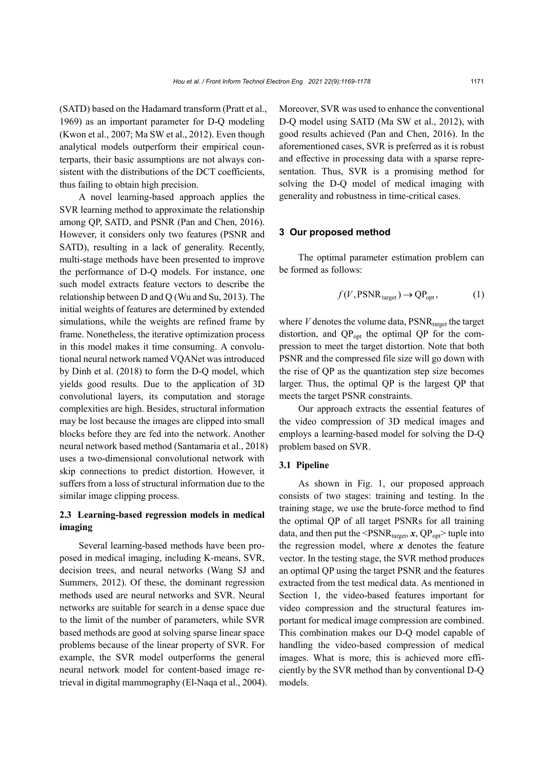(SATD) based on the Hadamard transform (Pratt et al., 1969) as an important parameter for D-Q modeling (Kwon et al., 2007; Ma SW et al., 2012). Even though analytical models outperform their empirical counterparts, their basic assumptions are not always consistent with the distributions of the DCT coefficients, thus failing to obtain high precision.

A novel learning-based approach applies the SVR learning method to approximate the relationship among QP, SATD, and PSNR (Pan and Chen, 2016). However, it considers only two features (PSNR and SATD), resulting in a lack of generality. Recently, multi-stage methods have been presented to improve the performance of D-Q models. For instance, one such model extracts feature vectors to describe the relationship between D and Q (Wu and Su, 2013). The initial weights of features are determined by extended simulations, while the weights are refined frame by frame. Nonetheless, the iterative optimization process in this model makes it time consuming. A convolutional neural network named VQANet was introduced by Dinh et al. (2018) to form the D-Q model, which yields good results. Due to the application of 3D convolutional layers, its computation and storage complexities are high. Besides, structural information may be lost because the images are clipped into small blocks before they are fed into the network. Another neural network based method (Santamaria et al., 2018) uses a two-dimensional convolutional network with skip connections to predict distortion. However, it suffers from a loss of structural information due to the similar image clipping process.

### 2.3 Learning-based regression models in medical imaging

Several learning-based methods have been proposed in medical imaging, including K-means, SVR, decision trees, and neural networks (Wang SJ and Summers, 2012). Of these, the dominant regression methods used are neural networks and SVR. Neural networks are suitable for search in a dense space due to the limit of the number of parameters, while SVR based methods are good at solving sparse linear space problems because of the linear property of SVR. For example, the SVR model outperforms the general neural network model for content-based image retrieval in digital mammography (El-Naqa et al., 2004). Moreover, SVR was used to enhance the conventional D-Q model using SATD (Ma SW et al., 2012), with good results achieved (Pan and Chen, 2016). In the aforementioned cases, SVR is preferred as it is robust and effective in processing data with a sparse representation. Thus, SVR is a promising method for solving the D-Q model of medical imaging with generality and robustness in time-critical cases.

## 3 Our proposed method

The optimal parameter estimation problem can be formed as follows:

$$f(V, \mathrm{PSNR}_{\mathrm{target}}) \rightarrow \mathrm{QP}_{\mathrm{opt}}, \tag{1}$$

where $V$ denotes the volume data, $\mathrm{PSNR}_{\mathrm{target}}$ the target distortion, and $\mathrm{QP}_{\mathrm{opt}}$ the optimal QP for the compression to meet the target distortion. Note that both PSNR and the compressed file size will go down with the rise of QP as the quantization step size becomes larger. Thus, the optimal QP is the largest QP that meets the target PSNR constraints.

Our approach extracts the essential features of the video compression of 3D medical images and employs a learning-based model for solving the D-Q problem based on SVR.

### 3.1 Pipeline

As shown in Fig. 1, our proposed approach consists of two stages: training and testing. In the training stage, we use the brute-force method to find the optimal QP of all target PSNRs for all training data, and then put the $<\mathrm{PSNR}_{\mathrm{target}}, \boldsymbol{x}, \mathrm{QP}_{\mathrm{opt}}>$ tuple into the regression model, where $\boldsymbol{x}$ denotes the feature vector. In the testing stage, the SVR method produces an optimal QP using the target PSNR and the features extracted from the test medical data. As mentioned in Section 1, the video-based features important for video compression and the structural features important for medical image compression are combined. This combination makes our D-Q model capable of handling the video-based compression of medical images. What is more, this is achieved more efficiently by the SVR method than by conventional D-Q models.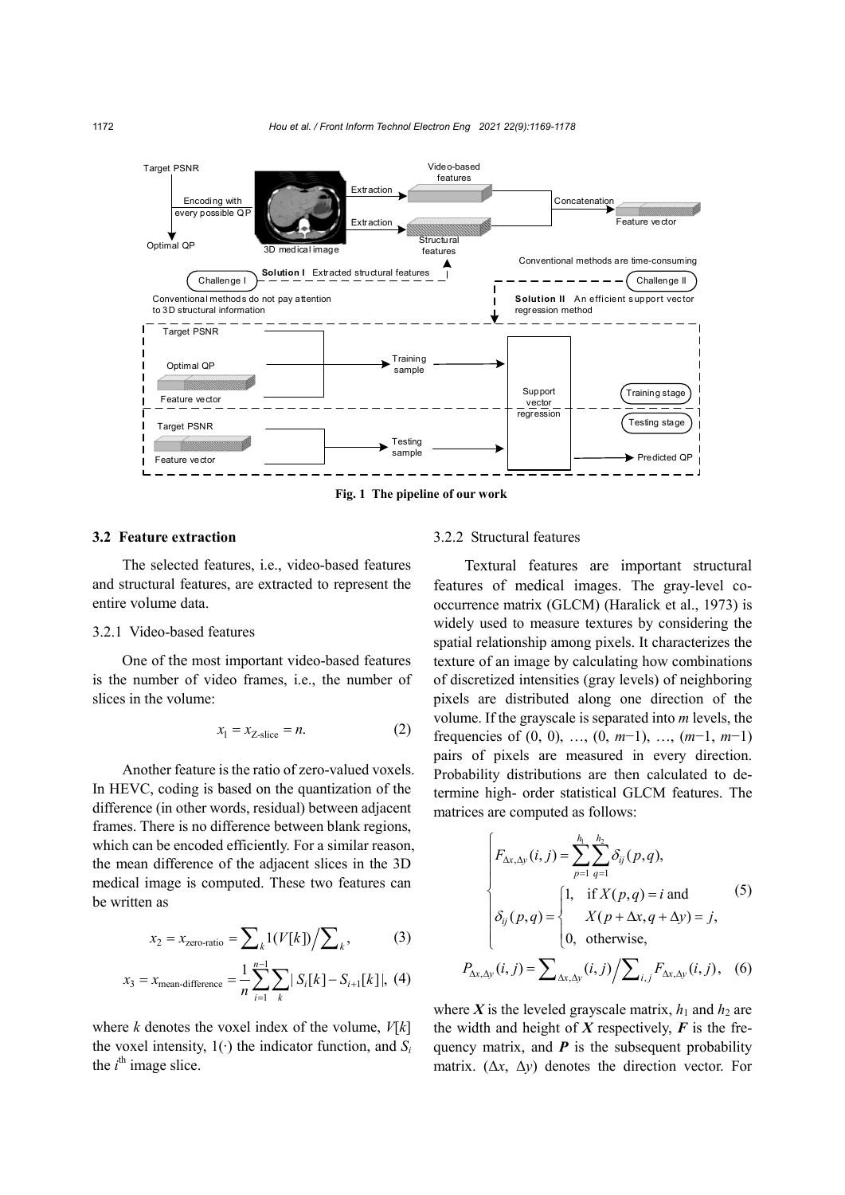Fig. 1 The pipeline of our work

### 3.2 Feature extraction

The selected features, i.e., video-based features and structural features, are extracted to represent the entire volume data.

#### 3.2.1 Video-based features

One of the most important video-based features is the number of video frames, i.e., the number of slices in the volume:

$$x_1 = x_{\text{Z-slice}} = n. \tag{2}$$

Another feature is the ratio of zero-valued voxels. In HEVC, coding is based on the quantization of the difference (in other words, residual) between adjacent frames. There is no difference between blank regions, which can be encoded efficiently. For a similar reason, the mean difference of the adjacent slices in the 3D medical image is computed. These two features can be written as

$$x_2 = x_{\text{zero-ratio}} = \sum_k 1(V[k]) \Big/ \sum_k, \tag{3}$$

$$x_3 = x_{\text{mean-difference}} = \frac{1}{n}\sum_{i=1}^{n-1}\sum_k |S_i[k] - S_{i+1}[k]|, \tag{4}$$

where $k$ denotes the voxel index of the volume, $V[k]$ the voxel intensity, $1(\cdot)$ the indicator function, and $S_i$ the $i^{\text{th}}$ image slice.

#### 3.2.2 Structural features

Textural features are important structural features of medical images. The gray-level co-occurrence matrix (GLCM) (Haralick et al., 1973) is widely used to measure textures by considering the spatial relationship among pixels. It characterizes the texture of an image by calculating how combinations of discretized intensities (gray levels) of neighboring pixels are distributed along one direction of the volume. If the grayscale is separated into $m$ levels, the frequencies of (0, 0), …, (0, $m$−1), …, ($m$−1, $m$−1) pairs of pixels are measured in every direction. Probability distributions are then calculated to determine high- order statistical GLCM features. The matrices are computed as follows:

$$\begin{cases} F_{\Delta x,\Delta y}(i,j) = \displaystyle\sum_{p=1}^{h_1}\sum_{q=1}^{h_2}\delta_{ij}(p,q), \\ \delta_{ij}(p,q) = \begin{cases} 1, & \text{if } X(p,q)=i \text{ and } \\ & X(p+\Delta x, q+\Delta y)=j, \\ 0, & \text{otherwise,} \end{cases} \end{cases} \tag{5}$$

$$P_{\Delta x,\Delta y}(i,j) = \sum_{\Delta x,\Delta y}(i,j) \Big/ \sum_{i,j} F_{\Delta x,\Delta y}(i,j), \tag{6}$$

where $\boldsymbol{X}$ is the leveled grayscale matrix, $h_1$ and $h_2$ are the width and height of $\boldsymbol{X}$ respectively, $\boldsymbol{F}$ is the frequency matrix, and $\boldsymbol{P}$ is the subsequent probability matrix. ($\Delta x$, $\Delta y$) denotes the direction vector. For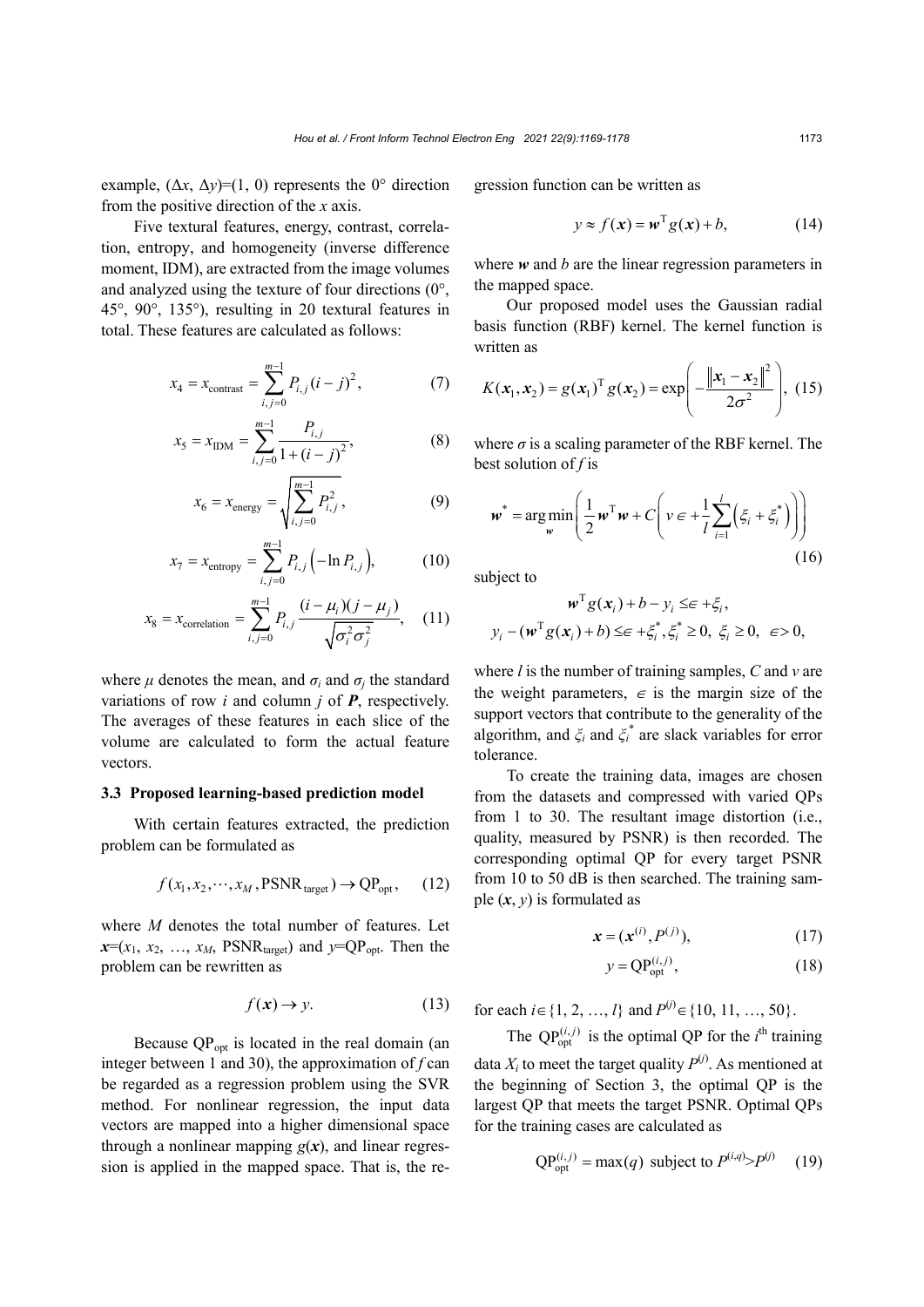example, $(\Delta x, \Delta y)=(1, 0)$ represents the 0° direction from the positive direction of the $x$ axis.

Five textural features, energy, contrast, correlation, entropy, and homogeneity (inverse difference moment, IDM), are extracted from the image volumes and analyzed using the texture of four directions (0°, 45°, 90°, 135°), resulting in 20 textural features in total. These features are calculated as follows:

$$x_4 = x_{\text{contrast}} = \sum_{i,j=0}^{m-1} P_{i,j}(i-j)^2, \tag{7}$$

$$x_5 = x_{\text{IDM}} = \sum_{i,j=0}^{m-1} \frac{P_{i,j}}{1+(i-j)^2}, \tag{8}$$

$$x_6 = x_{\text{energy}} = \sqrt{\sum_{i,j=0}^{m-1} P_{i,j}^2}, \tag{9}$$

$$x_7 = x_{\text{entropy}} = \sum_{i,j=0}^{m-1} P_{i,j}\left(-\ln P_{i,j}\right), \tag{10}$$

$$x_8 = x_{\text{correlation}} = \sum_{i,j=0}^{m-1} P_{i,j} \frac{(i-\mu_i)(j-\mu_j)}{\sqrt{\sigma_i^2 \sigma_j^2}}, \tag{11}$$

where $\mu$ denotes the mean, and $\sigma_i$ and $\sigma_j$ the standard variations of row $i$ and column $j$ of $\boldsymbol{P}$, respectively. The averages of these features in each slice of the volume are calculated to form the actual feature vectors.

### 3.3 Proposed learning-based prediction model

With certain features extracted, the prediction problem can be formulated as

$$f(x_1, x_2, \cdots, x_M, \text{PSNR}_{\text{target}}) \rightarrow \text{QP}_{\text{opt}}, \tag{12}$$

where $M$ denotes the total number of features. Let $\boldsymbol{x}=(x_1, x_2, \ldots, x_M, \text{PSNR}_{\text{target}})$ and $y=\text{QP}_{\text{opt}}$. Then the problem can be rewritten as

$$f(\boldsymbol{x}) \rightarrow y. \tag{13}$$

Because $\text{QP}_{\text{opt}}$ is located in the real domain (an integer between 1 and 30), the approximation of $f$ can be regarded as a regression problem using the SVR method. For nonlinear regression, the input data vectors are mapped into a higher dimensional space through a nonlinear mapping $g(\boldsymbol{x})$, and linear regression is applied in the mapped space. That is, the regression function can be written as

$$y \approx f(\boldsymbol{x}) = \boldsymbol{w}^{\text{T}} g(\boldsymbol{x}) + b, \tag{14}$$

where $\boldsymbol{w}$ and $b$ are the linear regression parameters in the mapped space.

Our proposed model uses the Gaussian radial basis function (RBF) kernel. The kernel function is written as

$$K(\boldsymbol{x}_1, \boldsymbol{x}_2) = g(\boldsymbol{x}_1)^{\text{T}} g(\boldsymbol{x}_2) = \exp\left(-\frac{\|\boldsymbol{x}_1 - \boldsymbol{x}_2\|^2}{2\sigma^2}\right), \tag{15}$$

where $\sigma$ is a scaling parameter of the RBF kernel. The best solution of $f$ is

$$\boldsymbol{w}^* = \underset{\boldsymbol{w}}{\arg\min}\left(\frac{1}{2}\boldsymbol{w}^{\text{T}}\boldsymbol{w} + C\left(v\epsilon + \frac{1}{l}\sum_{i=1}^{l}\left(\xi_i + \xi_i^*\right)\right)\right) \tag{16}$$

subject to

$$\boldsymbol{w}^{\text{T}} g(\boldsymbol{x}_i) + b - y_i \leq \epsilon + \xi_i,$$
$$y_i - (\boldsymbol{w}^{\text{T}} g(\boldsymbol{x}_i) + b) \leq \epsilon + \xi_i^*, \xi_i^* \geq 0,\ \xi_i \geq 0,\ \epsilon > 0,$$

where $l$ is the number of training samples, $C$ and $v$ are the weight parameters, $\epsilon$ is the margin size of the support vectors that contribute to the generality of the algorithm, and $\xi_i$ and $\xi_i^*$ are slack variables for error tolerance.

To create the training data, images are chosen from the datasets and compressed with varied QPs from 1 to 30. The resultant image distortion (i.e., quality, measured by PSNR) is then recorded. The corresponding optimal QP for every target PSNR from 10 to 50 dB is then searched. The training sample $(\boldsymbol{x}, y)$ is formulated as

$$\boldsymbol{x} = (\boldsymbol{x}^{(i)}, P^{(j)}), \tag{17}$$

$$y = \text{QP}_{\text{opt}}^{(i,j)}, \tag{18}$$

for each $i \in \{1, 2, \ldots, l\}$ and $P^{(j)} \in \{10, 11, \ldots, 50\}$.

The $\text{QP}_{\text{opt}}^{(i,j)}$ is the optimal QP for the $i^{\text{th}}$ training data $X_i$ to meet the target quality $P^{(j)}$. As mentioned at the beginning of Section 3, the optimal QP is the largest QP that meets the target PSNR. Optimal QPs for the training cases are calculated as

$$\text{QP}_{\text{opt}}^{(i,j)} = \max(q) \text{ subject to } P^{(i,q)} > P^{(j)} \tag{19}$$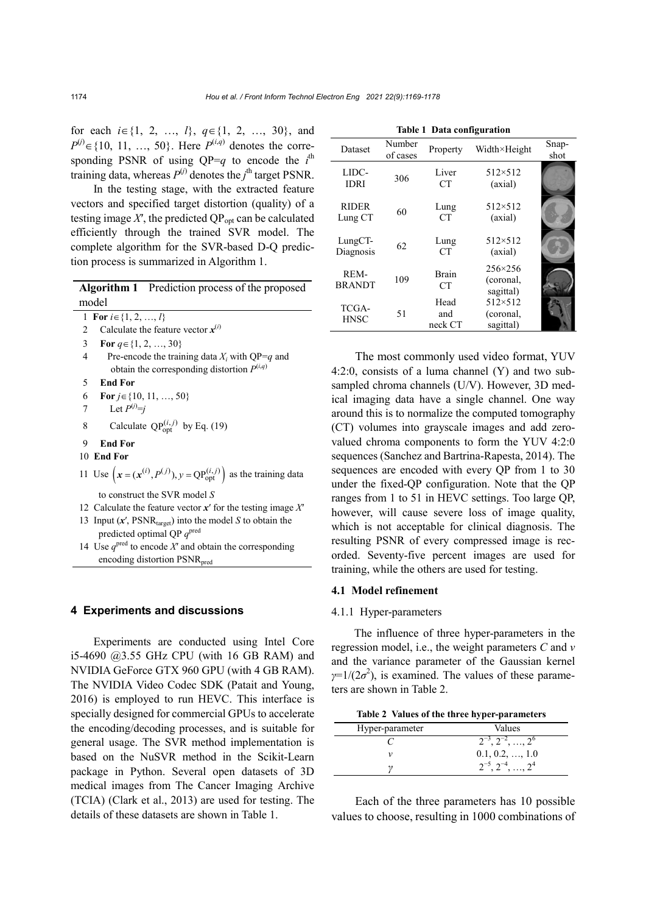for each $i \in \{1, 2, \ldots, l\}$, $q \in \{1, 2, \ldots, 30\}$, and $P^{(j)} \in \{10, 11, \ldots, 50\}$. Here $P^{(i,q)}$ denotes the corresponding PSNR of using QP=$q$ to encode the $i^{\text{th}}$ training data, whereas $P^{(j)}$ denotes the $j^{\text{th}}$ target PSNR.

In the testing stage, with the extracted feature vectors and specified target distortion (quality) of a testing image $X'$, the predicted $\text{QP}_{\text{opt}}$ can be calculated efficiently through the trained SVR model. The complete algorithm for the SVR-based D-Q prediction process is summarized in Algorithm 1.

**Algorithm 1** Prediction process of the proposed model

1 **For** $i \in \{1, 2, \ldots, l\}$
2 Calculate the feature vector $\boldsymbol{x}^{(i)}$
3 **For** $q \in \{1, 2, \ldots, 30\}$
4 Pre-encode the training data $X_i$ with QP=$q$ and obtain the corresponding distortion $P^{(i,q)}$
5 **End For**
6 **For** $j \in \{10, 11, \ldots, 50\}$
7 Let $P^{(j)}=j$
8 Calculate $\text{QP}_{\text{opt}}^{(i,j)}$ by Eq. (19)
9 **End For**
10 **End For**
11 Use $\left(\boldsymbol{x}=(\boldsymbol{x}^{(i)}, P^{(j)}), y=\text{QP}_{\text{opt}}^{(i,j)}\right)$ as the training data to construct the SVR model $S$
12 Calculate the feature vector $\boldsymbol{x}'$ for the testing image $X'$
13 Input ($\boldsymbol{x}'$, $\text{PSNR}_{\text{target}}$) into the model $S$ to obtain the predicted optimal QP $q^{\text{pred}}$
14 Use $q^{\text{pred}}$ to encode $X'$ and obtain the corresponding encoding distortion $\text{PSNR}_{\text{pred}}$

## 4 Experiments and discussions

Experiments are conducted using Intel Core i5-4690 @3.55 GHz CPU (with 16 GB RAM) and NVIDIA GeForce GTX 960 GPU (with 4 GB RAM). The NVIDIA Video Codec SDK (Patait and Young, 2016) is employed to run HEVC. This interface is specially designed for commercial GPUs to accelerate the encoding/decoding processes, and is suitable for general usage. The SVR method implementation is based on the NuSVR method in the Scikit-Learn package in Python. Several open datasets of 3D medical images from The Cancer Imaging Archive (TCIA) (Clark et al., 2013) are used for testing. The details of these datasets are shown in Table 1.

**Table 1 Data configuration**

| Dataset | Number of cases | Property | Width×Height | Snapshot |
|---|---|---|---|---|
| LIDC-IDRI | 306 | Liver CT | 512×512 (axial) | |
| RIDER Lung CT | 60 | Lung CT | 512×512 (axial) | |
| LungCT-Diagnosis | 62 | Lung CT | 512×512 (axial) | |
| REM-BRANDT | 109 | Brain CT | 256×256 (coronal, sagittal) | |
| TCGA-HNSC | 51 | Head and neck CT | 512×512 (coronal, sagittal) | |

The most commonly used video format, YUV 4:2:0, consists of a luma channel (Y) and two subsampled chroma channels (U/V). However, 3D medical imaging data have a single channel. One way around this is to normalize the computed tomography (CT) volumes into grayscale images and add zero-valued chroma components to form the YUV 4:2:0 sequences (Sanchez and Bartrina-Rapesta, 2014). The sequences are encoded with every QP from 1 to 30 under the fixed-QP configuration. Note that the QP ranges from 1 to 51 in HEVC settings. Too large QP, however, will cause severe loss of image quality, which is not acceptable for clinical diagnosis. The resulting PSNR of every compressed image is recorded. Seventy-five percent images are used for training, while the others are used for testing.

### 4.1 Model refinement

#### 4.1.1 Hyper-parameters

The influence of three hyper-parameters in the regression model, i.e., the weight parameters $C$ and $\nu$ and the variance parameter of the Gaussian kernel $\gamma=1/(2\sigma^2)$, is examined. The values of these parameters are shown in Table 2.

**Table 2 Values of the three hyper-parameters**

| Hyper-parameter | Values |
|---|---|
| $C$ | $2^{-3}, 2^{-2}, \ldots, 2^{6}$ |
| $\nu$ | 0.1, 0.2, …, 1.0 |
| $\gamma$ | $2^{-5}, 2^{-4}, \ldots, 2^{4}$ |

Each of the three parameters has 10 possible values to choose, resulting in 1000 combinations of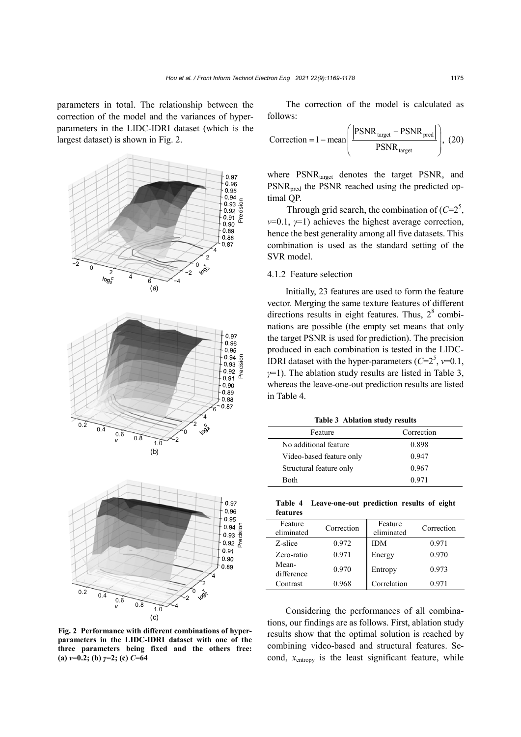parameters in total. The relationship between the correction of the model and the variances of hyper-parameters in the LIDC-IDRI dataset (which is the largest dataset) is shown in Fig. 2.

**Fig. 2 Performance with different combinations of hyper-parameters in the LIDC-IDRI dataset with one of the three parameters being fixed and the others free: (a) $v$=0.2; (b) $\gamma$=2; (c) $C$=64**

The correction of the model is calculated as follows:

$$\text{Correction} = 1 - \text{mean}\left(\frac{\left|\text{PSNR}_{\text{target}} - \text{PSNR}_{\text{pred}}\right|}{\text{PSNR}_{\text{target}}}\right), \quad (20)$$

where $\text{PSNR}_{\text{target}}$ denotes the target PSNR, and $\text{PSNR}_{\text{pred}}$ the PSNR reached using the predicted optimal QP.

Through grid search, the combination of ($C=2^5$, $v$=0.1, $\gamma$=1) achieves the highest average correction, hence the best generality among all five datasets. This combination is used as the standard setting of the SVR model.

#### 4.1.2 Feature selection

Initially, 23 features are used to form the feature vector. Merging the same texture features of different directions results in eight features. Thus, $2^8$ combinations are possible (the empty set means that only the target PSNR is used for prediction). The precision produced in each combination is tested in the LIDC-IDRI dataset with the hyper-parameters ($C=2^5$, $v$=0.1, $\gamma$=1). The ablation study results are listed in Table 3, whereas the leave-one-out prediction results are listed in Table 4.

**Table 3 Ablation study results**

| Feature | Correction |
|---|---|
| No additional feature | 0.898 |
| Video-based feature only | 0.947 |
| Structural feature only | 0.967 |
| Both | 0.971 |

**Table 4 Leave-one-out prediction results of eight features**

| Feature eliminated | Correction | Feature eliminated | Correction |
|---|---|---|---|
| Z-slice | 0.972 | IDM | 0.971 |
| Zero-ratio | 0.971 | Energy | 0.970 |
| Mean-difference | 0.970 | Entropy | 0.973 |
| Contrast | 0.968 | Correlation | 0.971 |

Considering the performances of all combinations, our findings are as follows. First, ablation study results show that the optimal solution is reached by combining video-based and structural features. Second, $x_{\text{entropy}}$ is the least significant feature, while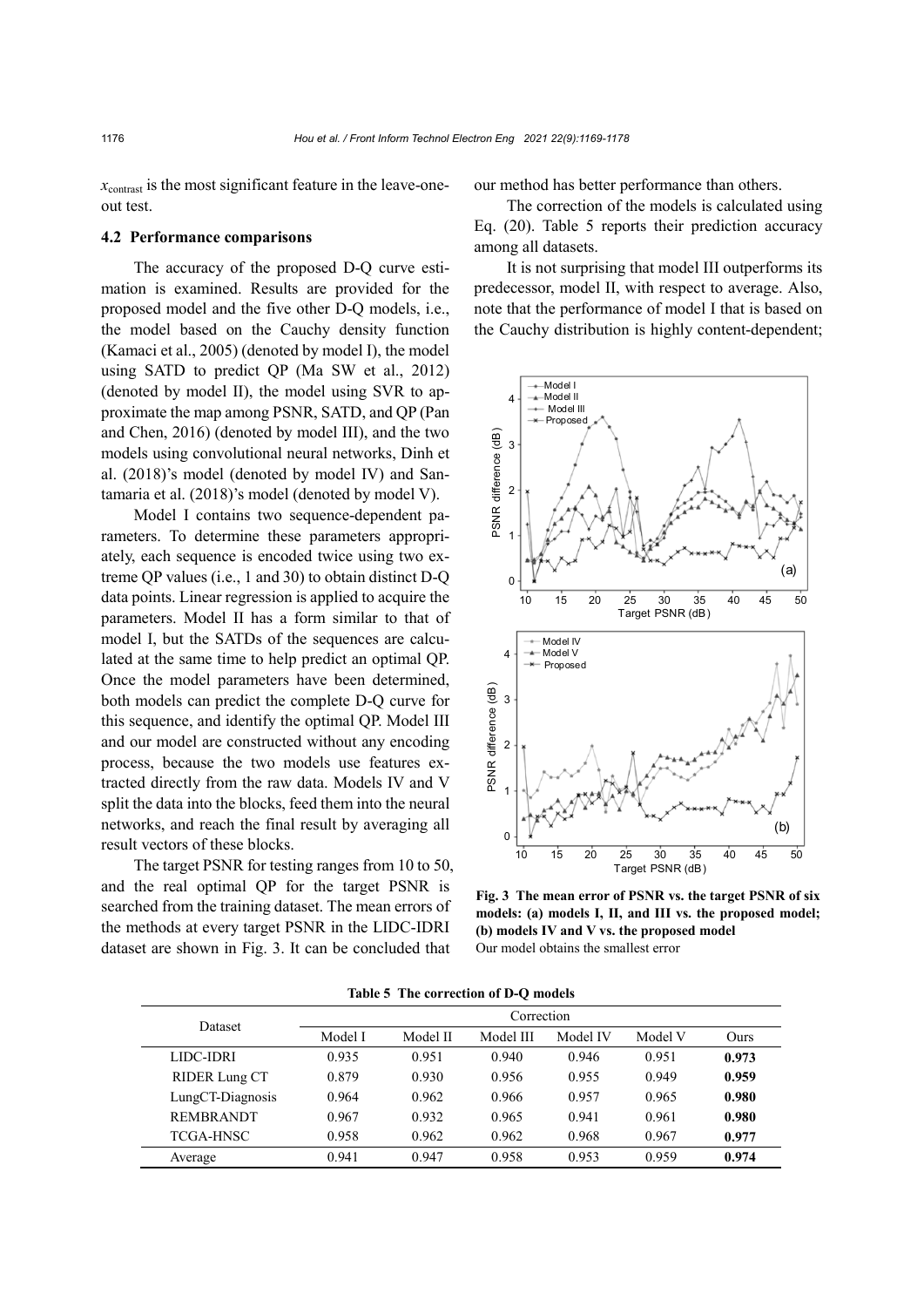$x_{contrast}$ is the most significant feature in the leave-one-out test.

### 4.2 Performance comparisons

The accuracy of the proposed D-Q curve estimation is examined. Results are provided for the proposed model and the five other D-Q models, i.e., the model based on the Cauchy density function (Kamaci et al., 2005) (denoted by model I), the model using SATD to predict QP (Ma SW et al., 2012) (denoted by model II), the model using SVR to approximate the map among PSNR, SATD, and QP (Pan and Chen, 2016) (denoted by model III), and the two models using convolutional neural networks, Dinh et al. (2018)'s model (denoted by model IV) and Santamaria et al. (2018)'s model (denoted by model V).

Model I contains two sequence-dependent parameters. To determine these parameters appropriately, each sequence is encoded twice using two extreme QP values (i.e., 1 and 30) to obtain distinct D-Q data points. Linear regression is applied to acquire the parameters. Model II has a form similar to that of model I, but the SATDs of the sequences are calculated at the same time to help predict an optimal QP. Once the model parameters have been determined, both models can predict the complete D-Q curve for this sequence, and identify the optimal QP. Model III and our model are constructed without any encoding process, because the two models use features extracted directly from the raw data. Models IV and V split the data into the blocks, feed them into the neural networks, and reach the final result by averaging all result vectors of these blocks.

The target PSNR for testing ranges from 10 to 50, and the real optimal QP for the target PSNR is searched from the training dataset. The mean errors of the methods at every target PSNR in the LIDC-IDRI dataset are shown in Fig. 3. It can be concluded that our method has better performance than others.

The correction of the models is calculated using Eq. (20). Table 5 reports their prediction accuracy among all datasets.

It is not surprising that model III outperforms its predecessor, model II, with respect to average. Also, note that the performance of model I that is based on the Cauchy distribution is highly content-dependent;

**Fig. 3 The mean error of PSNR vs. the target PSNR of six models: (a) models I, II, and III vs. the proposed model; (b) models IV and V vs. the proposed model**
Our model obtains the smallest error

**Table 5 The correction of D-Q models**

| Dataset | Correction | | | | | |
|---|---|---|---|---|---|---|
| | Model I | Model II | Model III | Model IV | Model V | Ours |
| LIDC-IDRI | 0.935 | 0.951 | 0.940 | 0.946 | 0.951 | **0.973** |
| RIDER Lung CT | 0.879 | 0.930 | 0.956 | 0.955 | 0.949 | **0.959** |
| LungCT-Diagnosis | 0.964 | 0.962 | 0.966 | 0.957 | 0.965 | **0.980** |
| REMBRANDT | 0.967 | 0.932 | 0.965 | 0.941 | 0.961 | **0.980** |
| TCGA-HNSC | 0.958 | 0.962 | 0.962 | 0.968 | 0.967 | **0.977** |
| Average | 0.941 | 0.947 | 0.958 | 0.953 | 0.959 | **0.974** |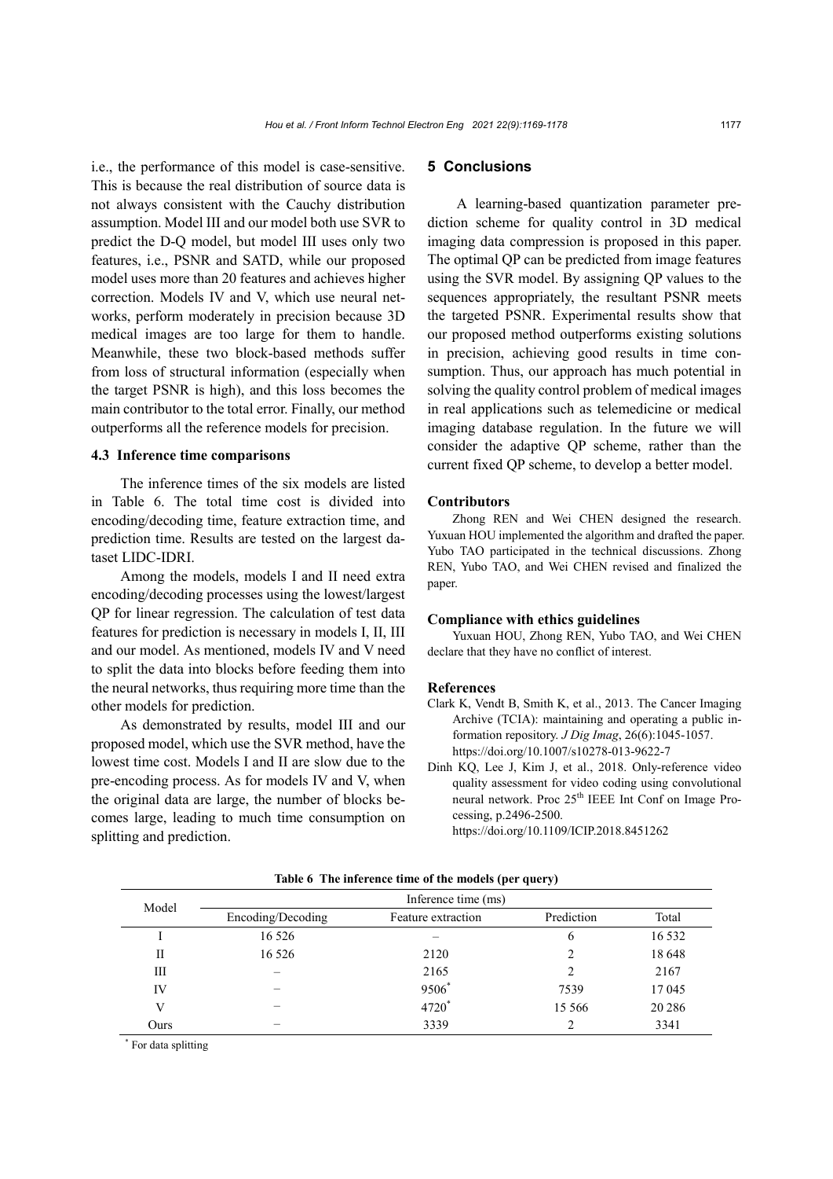i.e., the performance of this model is case-sensitive. This is because the real distribution of source data is not always consistent with the Cauchy distribution assumption. Model III and our model both use SVR to predict the D-Q model, but model III uses only two features, i.e., PSNR and SATD, while our proposed model uses more than 20 features and achieves higher correction. Models IV and V, which use neural networks, perform moderately in precision because 3D medical images are too large for them to handle. Meanwhile, these two block-based methods suffer from loss of structural information (especially when the target PSNR is high), and this loss becomes the main contributor to the total error. Finally, our method outperforms all the reference models for precision.

### 4.3 Inference time comparisons

The inference times of the six models are listed in Table 6. The total time cost is divided into encoding/decoding time, feature extraction time, and prediction time. Results are tested on the largest dataset LIDC-IDRI.

Among the models, models I and II need extra encoding/decoding processes using the lowest/largest QP for linear regression. The calculation of test data features for prediction is necessary in models I, II, III and our model. As mentioned, models IV and V need to split the data into blocks before feeding them into the neural networks, thus requiring more time than the other models for prediction.

As demonstrated by results, model III and our proposed model, which use the SVR method, have the lowest time cost. Models I and II are slow due to the pre-encoding process. As for models IV and V, when the original data are large, the number of blocks becomes large, leading to much time consumption on splitting and prediction.

## 5 Conclusions

A learning-based quantization parameter prediction scheme for quality control in 3D medical imaging data compression is proposed in this paper. The optimal QP can be predicted from image features using the SVR model. By assigning QP values to the sequences appropriately, the resultant PSNR meets the targeted PSNR. Experimental results show that our proposed method outperforms existing solutions in precision, achieving good results in time consumption. Thus, our approach has much potential in solving the quality control problem of medical images in real applications such as telemedicine or medical imaging database regulation. In the future we will consider the adaptive QP scheme, rather than the current fixed QP scheme, to develop a better model.

### Contributors

Zhong REN and Wei CHEN designed the research. Yuxuan HOU implemented the algorithm and drafted the paper. Yubo TAO participated in the technical discussions. Zhong REN, Yubo TAO, and Wei CHEN revised and finalized the paper.

### Compliance with ethics guidelines

Yuxuan HOU, Zhong REN, Yubo TAO, and Wei CHEN declare that they have no conflict of interest.

### References

Clark K, Vendt B, Smith K, et al., 2013. The Cancer Imaging Archive (TCIA): maintaining and operating a public information repository. *J Dig Imag*, 26(6):1045-1057. https://doi.org/10.1007/s10278-013-9622-7

Dinh KQ, Lee J, Kim J, et al., 2018. Only-reference video quality assessment for video coding using convolutional neural network. Proc 25th IEEE Int Conf on Image Processing, p.2496-2500. https://doi.org/10.1109/ICIP.2018.8451262

**Table 6 The inference time of the models (per query)**

| Model | Inference time (ms) | | | |
|---|---|---|---|---|
| | Encoding/Decoding | Feature extraction | Prediction | Total |
| I | 16 526 | – | 6 | 16 532 |
| II | 16 526 | 2120 | 2 | 18 648 |
| III | – | 2165 | 2 | 2167 |
| IV | – | 9506* | 7539 | 17 045 |
| V | – | 4720* | 15 566 | 20 286 |
| Ours | – | 3339 | 2 | 3341 |

\* For data splitting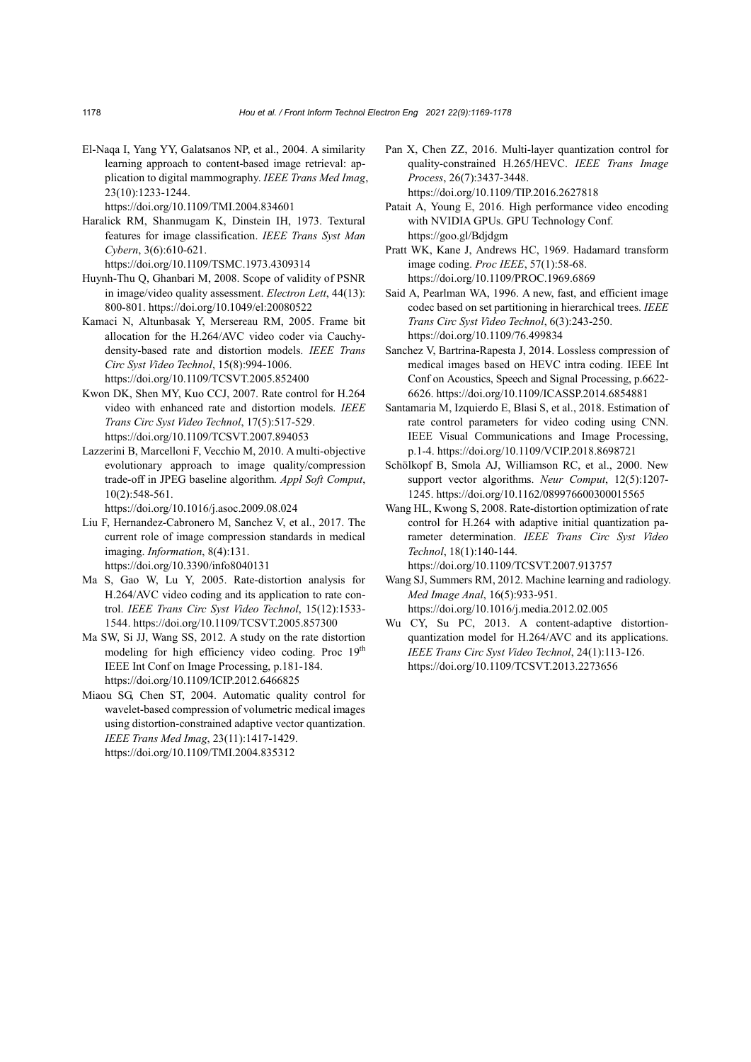El-Naqa I, Yang YY, Galatsanos NP, et al., 2004. A similarity learning approach to content-based image retrieval: application to digital mammography. *IEEE Trans Med Imag*, 23(10):1233-1244. https://doi.org/10.1109/TMI.2004.834601

Haralick RM, Shanmugam K, Dinstein IH, 1973. Textural features for image classification. *IEEE Trans Syst Man Cybern*, 3(6):610-621. https://doi.org/10.1109/TSMC.1973.4309314

Huynh-Thu Q, Ghanbari M, 2008. Scope of validity of PSNR in image/video quality assessment. *Electron Lett*, 44(13): 800-801. https://doi.org/10.1049/el:20080522

Kamaci N, Altunbasak Y, Mersereau RM, 2005. Frame bit allocation for the H.264/AVC video coder via Cauchy-density-based rate and distortion models. *IEEE Trans Circ Syst Video Technol*, 15(8):994-1006. https://doi.org/10.1109/TCSVT.2005.852400

Kwon DK, Shen MY, Kuo CCJ, 2007. Rate control for H.264 video with enhanced rate and distortion models. *IEEE Trans Circ Syst Video Technol*, 17(5):517-529. https://doi.org/10.1109/TCSVT.2007.894053

Lazzerini B, Marcelloni F, Vecchio M, 2010. A multi-objective evolutionary approach to image quality/compression trade-off in JPEG baseline algorithm. *Appl Soft Comput*, 10(2):548-561. https://doi.org/10.1016/j.asoc.2009.08.024

Liu F, Hernandez-Cabronero M, Sanchez V, et al., 2017. The current role of image compression standards in medical imaging. *Information*, 8(4):131. https://doi.org/10.3390/info8040131

Ma S, Gao W, Lu Y, 2005. Rate-distortion analysis for H.264/AVC video coding and its application to rate control. *IEEE Trans Circ Syst Video Technol*, 15(12):1533-1544. https://doi.org/10.1109/TCSVT.2005.857300

Ma SW, Si JJ, Wang SS, 2012. A study on the rate distortion modeling for high efficiency video coding. Proc 19th IEEE Int Conf on Image Processing, p.181-184. https://doi.org/10.1109/ICIP.2012.6466825

Miaou SG, Chen ST, 2004. Automatic quality control for wavelet-based compression of volumetric medical images using distortion-constrained adaptive vector quantization. *IEEE Trans Med Imag*, 23(11):1417-1429. https://doi.org/10.1109/TMI.2004.835312

Pan X, Chen ZZ, 2016. Multi-layer quantization control for quality-constrained H.265/HEVC. *IEEE Trans Image Process*, 26(7):3437-3448. https://doi.org/10.1109/TIP.2016.2627818

Patait A, Young E, 2016. High performance video encoding with NVIDIA GPUs. GPU Technology Conf. https://goo.gl/Bdjdgm

Pratt WK, Kane J, Andrews HC, 1969. Hadamard transform image coding. *Proc IEEE*, 57(1):58-68. https://doi.org/10.1109/PROC.1969.6869

Said A, Pearlman WA, 1996. A new, fast, and efficient image codec based on set partitioning in hierarchical trees. *IEEE Trans Circ Syst Video Technol*, 6(3):243-250. https://doi.org/10.1109/76.499834

Sanchez V, Bartrina-Rapesta J, 2014. Lossless compression of medical images based on HEVC intra coding. IEEE Int Conf on Acoustics, Speech and Signal Processing, p.6622-6626. https://doi.org/10.1109/ICASSP.2014.6854881

Santamaria M, Izquierdo E, Blasi S, et al., 2018. Estimation of rate control parameters for video coding using CNN. IEEE Visual Communications and Image Processing, p.1-4. https://doi.org/10.1109/VCIP.2018.8698721

Schölkopf B, Smola AJ, Williamson RC, et al., 2000. New support vector algorithms. *Neur Comput*, 12(5):1207-1245. https://doi.org/10.1162/089976600300015565

Wang HL, Kwong S, 2008. Rate-distortion optimization of rate control for H.264 with adaptive initial quantization parameter determination. *IEEE Trans Circ Syst Video Technol*, 18(1):140-144. https://doi.org/10.1109/TCSVT.2007.913757

Wang SJ, Summers RM, 2012. Machine learning and radiology. *Med Image Anal*, 16(5):933-951. https://doi.org/10.1016/j.media.2012.02.005

Wu CY, Su PC, 2013. A content-adaptive distortion-quantization model for H.264/AVC and its applications. *IEEE Trans Circ Syst Video Technol*, 24(1):113-126. https://doi.org/10.1109/TCSVT.2013.2273656